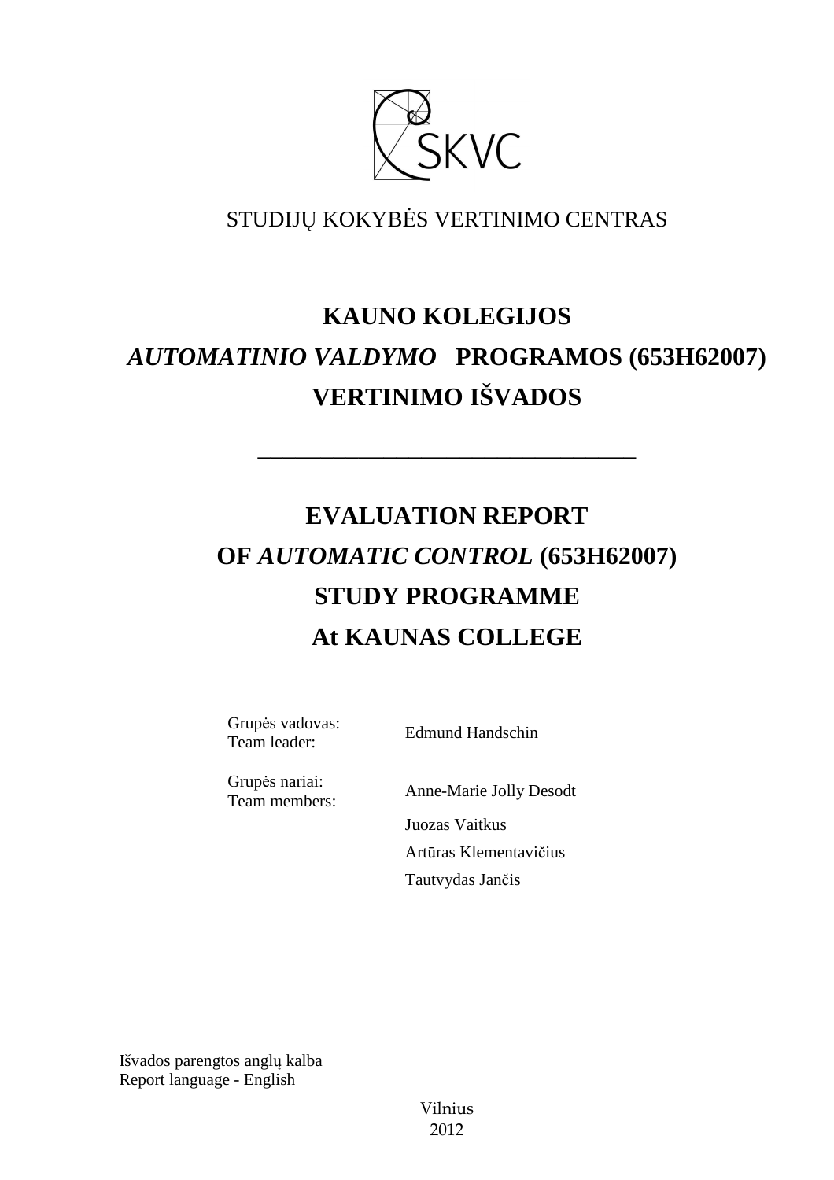SKVC

STUDIJŲ KOKYBĖS VERTINIMO CENTRAS

# KAUNO KOLEGIJOS *AUTOMATINIO VALDYMO* PROGRAMOS (653H62007) VERTINIMO IŠVADOS

---

# EVALUATION REPORT OF *AUTOMATIC CONTROL* (653H62007) STUDY PROGRAMME At KAUNAS COLLEGE

| | |
|---|---|
| Grupės vadovas: Team leader: | Edmund Handschin |
| Grupės nariai: Team members: | Anne-Marie Jolly Desodt |
| | Juozas Vaitkus |
| | Artūras Klementavičius |
| | Tautvydas Jančis |

Išvados parengtos anglų kalba
Report language - English

Vilnius
2012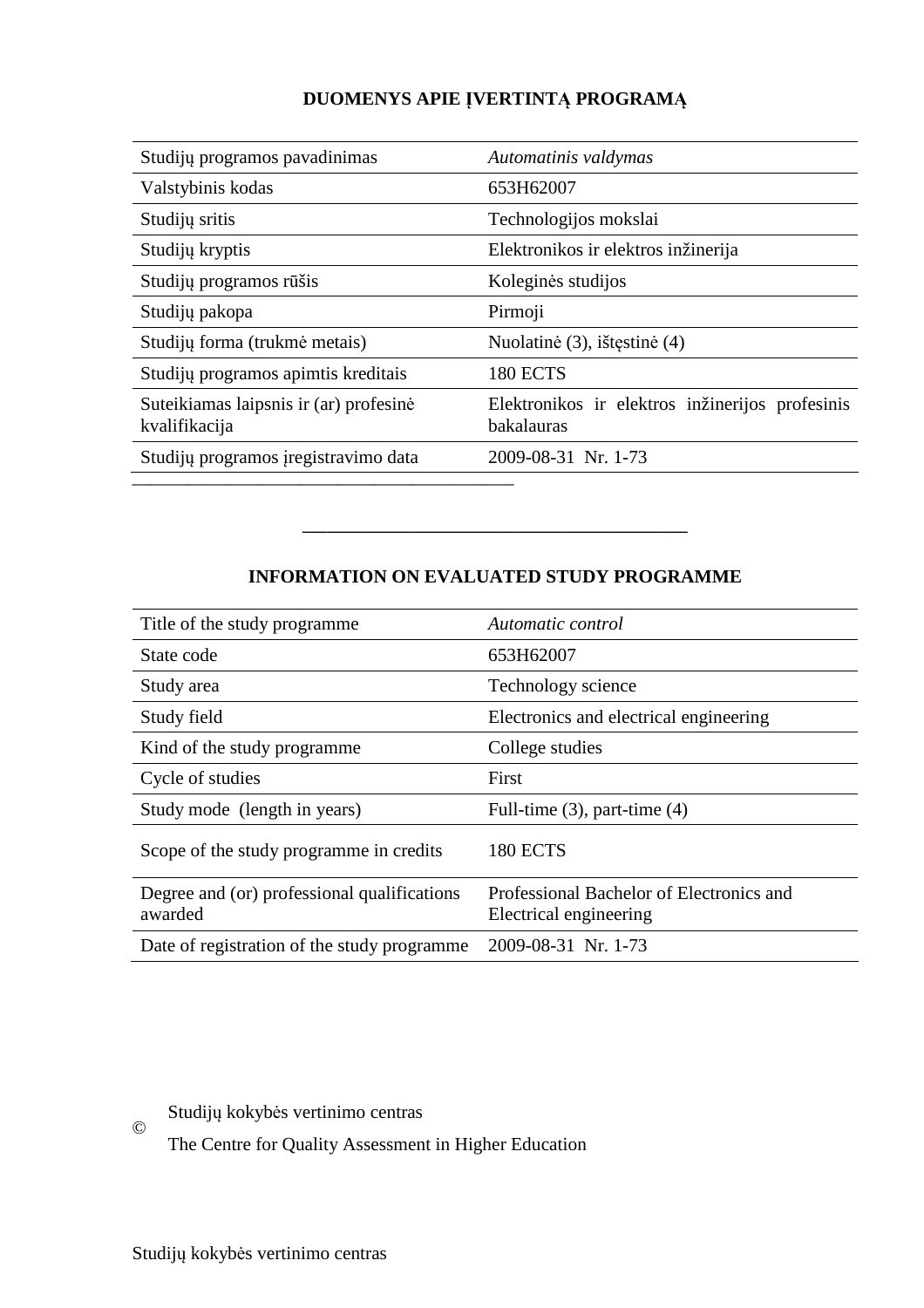## DUOMENYS APIE ĮVERTINTĄ PROGRAMĄ

| | |
|---|---|
| Studijų programos pavadinimas | *Automatinis valdymas* |
| Valstybinis kodas | 653H62007 |
| Studijų sritis | Technologijos mokslai |
| Studijų kryptis | Elektronikos ir elektros inžinerija |
| Studijų programos rūšis | Koleginės studijos |
| Studijų pakopa | Pirmoji |
| Studijų forma (trukmė metais) | Nuolatinė (3), ištęstinė (4) |
| Studijų programos apimtis kreditais | 180 ECTS |
| Suteikiamas laipsnis ir (ar) profesinė kvalifikacija | Elektronikos ir elektros inžinerijos profesinis bakalauras |
| Studijų programos įregistravimo data | 2009-08-31 Nr. 1-73 |

---

## INFORMATION ON EVALUATED STUDY PROGRAMME

| | |
|---|---|
| Title of the study programme | *Automatic control* |
| State code | 653H62007 |
| Study area | Technology science |
| Study field | Electronics and electrical engineering |
| Kind of the study programme | College studies |
| Cycle of studies | First |
| Study mode (length in years) | Full-time (3), part-time (4) |
| Scope of the study programme in credits | 180 ECTS |
| Degree and (or) professional qualifications awarded | Professional Bachelor of Electronics and Electrical engineering |
| Date of registration of the study programme | 2009-08-31 Nr. 1-73 |

© Studijų kokybės vertinimo centras
The Centre for Quality Assessment in Higher Education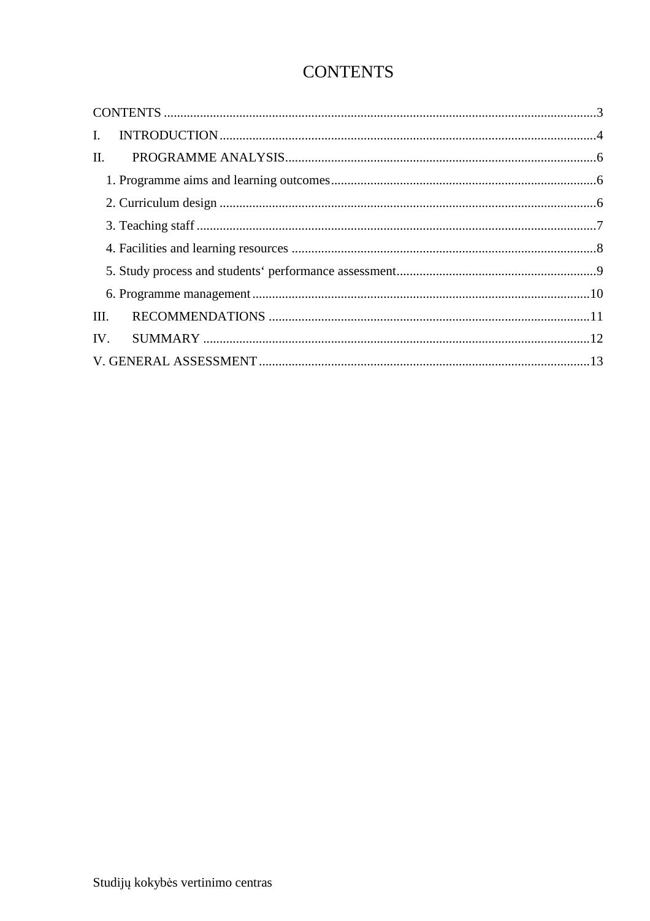# CONTENTS

CONTENTS ....................................................................................................................................3

I. INTRODUCTION ....................................................................................................................4

II. PROGRAMME ANALYSIS ..................................................................................................6

1. Programme aims and learning outcomes ..................................................................................6

2. Curriculum design ....................................................................................................................6

3. Teaching staff ...........................................................................................................................7

4. Facilities and learning resources ..............................................................................................8

5. Study process and students‘ performance assessment..............................................................9

6. Programme management ........................................................................................................10

III. RECOMMENDATIONS ...................................................................................................11

IV. SUMMARY ........................................................................................................................12

V. GENERAL ASSESSMENT ....................................................................................................13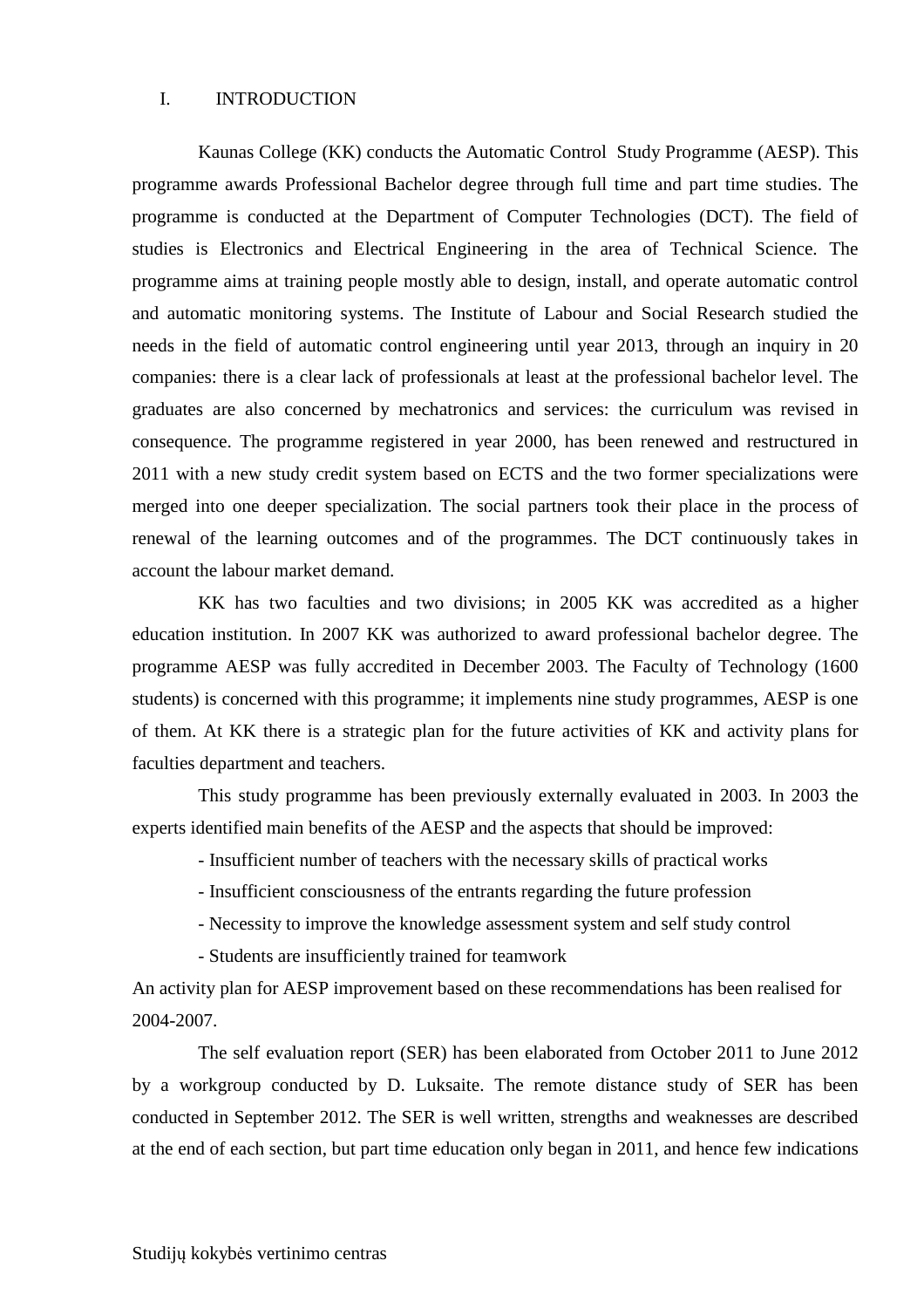# I. INTRODUCTION

Kaunas College (KK) conducts the Automatic Control  Study Programme (AESP). This programme awards Professional Bachelor degree through full time and part time studies. The programme is conducted at the Department of Computer Technologies (DCT). The field of studies is Electronics and Electrical Engineering in the area of Technical Science. The programme aims at training people mostly able to design, install, and operate automatic control and automatic monitoring systems. The Institute of Labour and Social Research studied the needs in the field of automatic control engineering until year 2013, through an inquiry in 20 companies: there is a clear lack of professionals at least at the professional bachelor level. The graduates are also concerned by mechatronics and services: the curriculum was revised in consequence. The programme registered in year 2000, has been renewed and restructured in 2011 with a new study credit system based on ECTS and the two former specializations were merged into one deeper specialization. The social partners took their place in the process of renewal of the learning outcomes and of the programmes. The DCT continuously takes in account the labour market demand.

KK has two faculties and two divisions; in 2005 KK was accredited as a higher education institution. In 2007 KK was authorized to award professional bachelor degree. The programme AESP was fully accredited in December 2003. The Faculty of Technology (1600 students) is concerned with this programme; it implements nine study programmes, AESP is one of them. At KK there is a strategic plan for the future activities of KK and activity plans for faculties department and teachers.

This study programme has been previously externally evaluated in 2003. In 2003 the experts identified main benefits of the AESP and the aspects that should be improved:

- Insufficient number of teachers with the necessary skills of practical works
- Insufficient consciousness of the entrants regarding the future profession
- Necessity to improve the knowledge assessment system and self study control
- Students are insufficiently trained for teamwork

An activity plan for AESP improvement based on these recommendations has been realised for 2004-2007.

The self evaluation report (SER) has been elaborated from October 2011 to June 2012 by a workgroup conducted by D. Luksaite. The remote distance study of SER has been conducted in September 2012. The SER is well written, strengths and weaknesses are described at the end of each section, but part time education only began in 2011, and hence few indications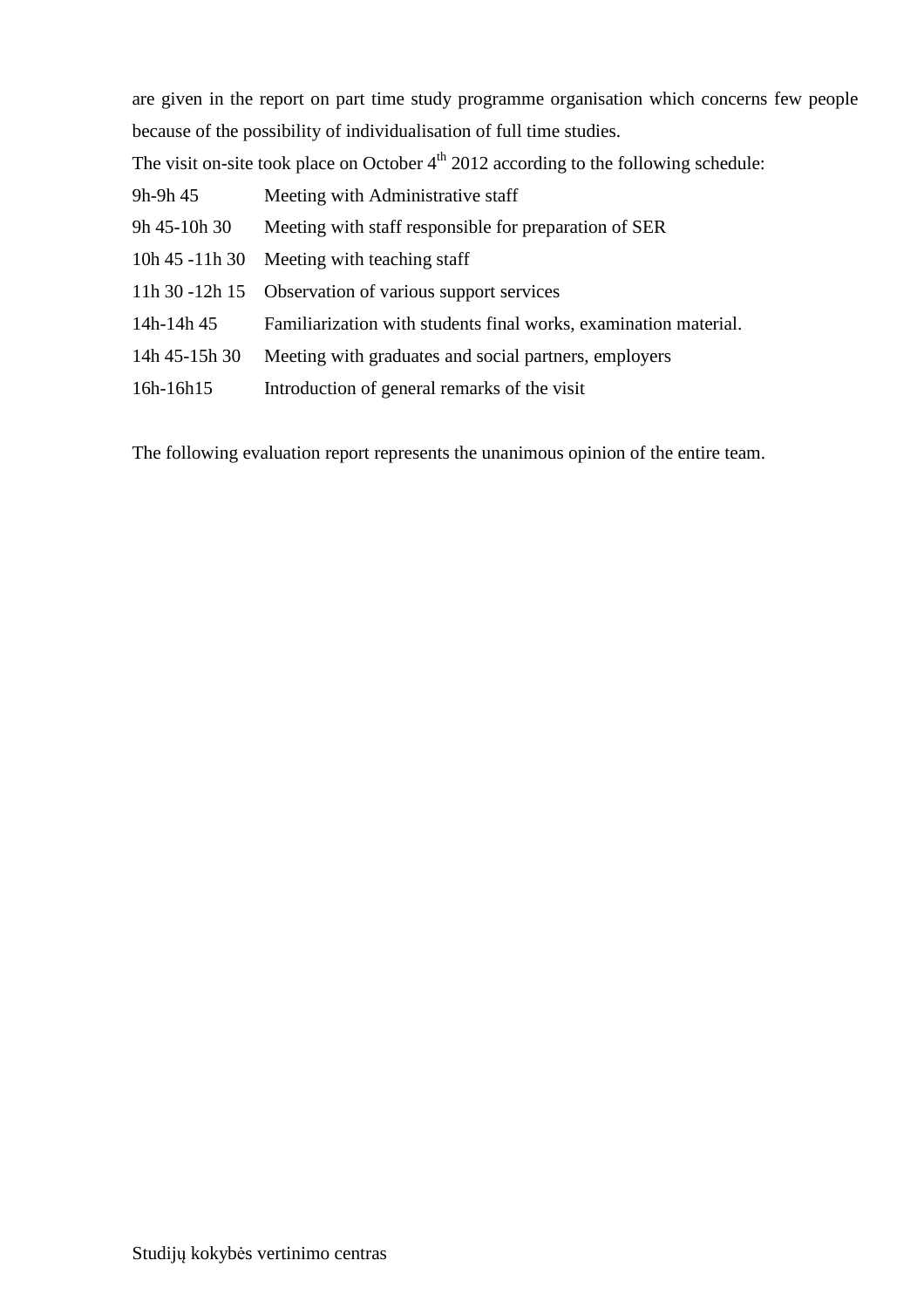are given in the report on part time study programme organisation which concerns few people because of the possibility of individualisation of full time studies.

The visit on-site took place on October 4th 2012 according to the following schedule:

| | |
|---|---|
| 9h-9h 45 | Meeting with Administrative staff |
| 9h 45-10h 30 | Meeting with staff responsible for preparation of SER |
| 10h 45 -11h 30 | Meeting with teaching staff |
| 11h 30 -12h 15 | Observation of various support services |
| 14h-14h 45 | Familiarization with students final works, examination material. |
| 14h 45-15h 30 | Meeting with graduates and social partners, employers |
| 16h-16h15 | Introduction of general remarks of the visit |

The following evaluation report represents the unanimous opinion of the entire team.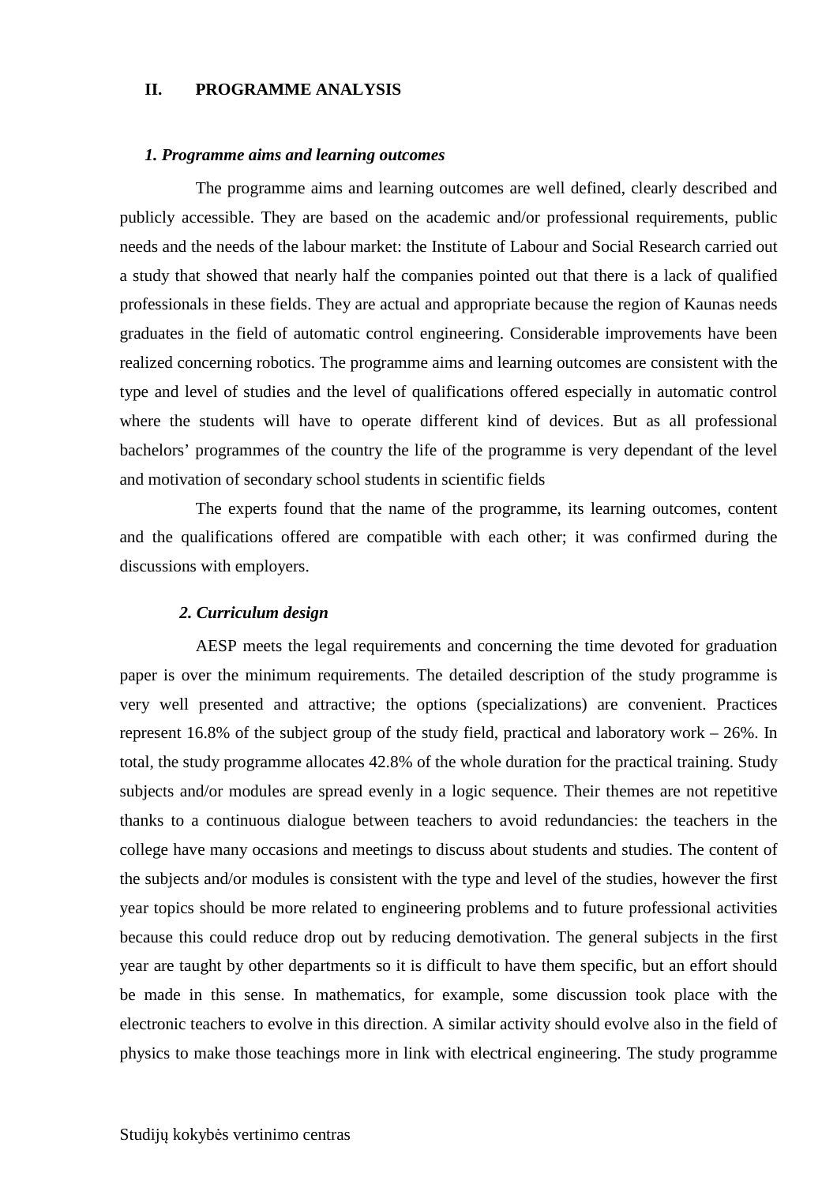## II. PROGRAMME ANALYSIS

### *1. Programme aims and learning outcomes*

The programme aims and learning outcomes are well defined, clearly described and publicly accessible. They are based on the academic and/or professional requirements, public needs and the needs of the labour market: the Institute of Labour and Social Research carried out a study that showed that nearly half the companies pointed out that there is a lack of qualified professionals in these fields. They are actual and appropriate because the region of Kaunas needs graduates in the field of automatic control engineering. Considerable improvements have been realized concerning robotics. The programme aims and learning outcomes are consistent with the type and level of studies and the level of qualifications offered especially in automatic control where the students will have to operate different kind of devices. But as all professional bachelors' programmes of the country the life of the programme is very dependant of the level and motivation of secondary school students in scientific fields

The experts found that the name of the programme, its learning outcomes, content and the qualifications offered are compatible with each other; it was confirmed during the discussions with employers.

### *2. Curriculum design*

AESP meets the legal requirements and concerning the time devoted for graduation paper is over the minimum requirements. The detailed description of the study programme is very well presented and attractive; the options (specializations) are convenient. Practices represent 16.8% of the subject group of the study field, practical and laboratory work – 26%. In total, the study programme allocates 42.8% of the whole duration for the practical training. Study subjects and/or modules are spread evenly in a logic sequence. Their themes are not repetitive thanks to a continuous dialogue between teachers to avoid redundancies: the teachers in the college have many occasions and meetings to discuss about students and studies. The content of the subjects and/or modules is consistent with the type and level of the studies, however the first year topics should be more related to engineering problems and to future professional activities because this could reduce drop out by reducing demotivation. The general subjects in the first year are taught by other departments so it is difficult to have them specific, but an effort should be made in this sense. In mathematics, for example, some discussion took place with the electronic teachers to evolve in this direction. A similar activity should evolve also in the field of physics to make those teachings more in link with electrical engineering. The study programme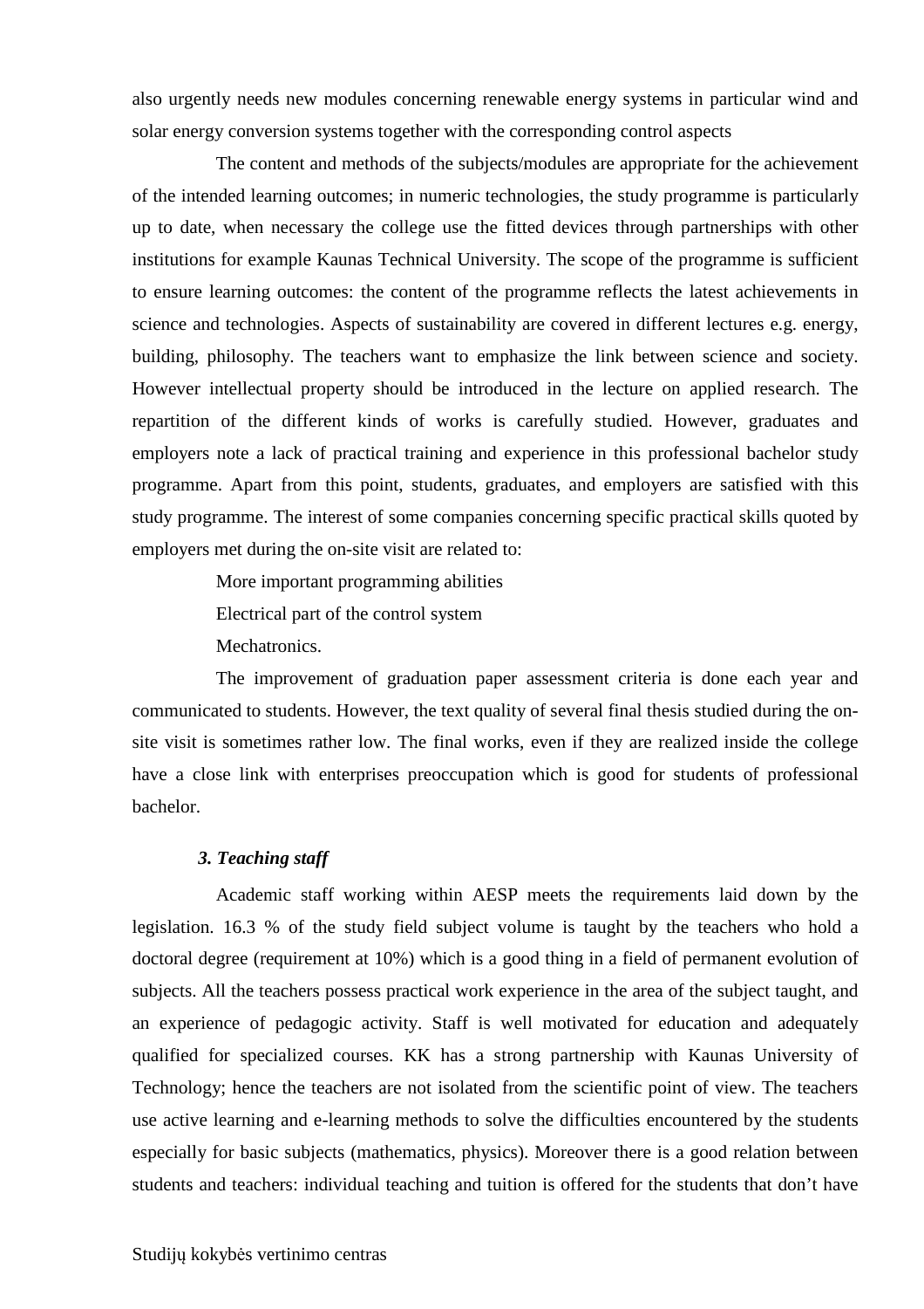also urgently needs new modules concerning renewable energy systems in particular wind and solar energy conversion systems together with the corresponding control aspects

The content and methods of the subjects/modules are appropriate for the achievement of the intended learning outcomes; in numeric technologies, the study programme is particularly up to date, when necessary the college use the fitted devices through partnerships with other institutions for example Kaunas Technical University. The scope of the programme is sufficient to ensure learning outcomes: the content of the programme reflects the latest achievements in science and technologies. Aspects of sustainability are covered in different lectures e.g. energy, building, philosophy. The teachers want to emphasize the link between science and society. However intellectual property should be introduced in the lecture on applied research. The repartition of the different kinds of works is carefully studied. However, graduates and employers note a lack of practical training and experience in this professional bachelor study programme. Apart from this point, students, graduates, and employers are satisfied with this study programme. The interest of some companies concerning specific practical skills quoted by employers met during the on-site visit are related to:

More important programming abilities

Electrical part of the control system

Mechatronics.

The improvement of graduation paper assessment criteria is done each year and communicated to students. However, the text quality of several final thesis studied during the on-site visit is sometimes rather low. The final works, even if they are realized inside the college have a close link with enterprises preoccupation which is good for students of professional bachelor.

### *3. Teaching staff*

Academic staff working within AESP meets the requirements laid down by the legislation. 16.3 % of the study field subject volume is taught by the teachers who hold a doctoral degree (requirement at 10%) which is a good thing in a field of permanent evolution of subjects. All the teachers possess practical work experience in the area of the subject taught, and an experience of pedagogic activity. Staff is well motivated for education and adequately qualified for specialized courses. KK has a strong partnership with Kaunas University of Technology; hence the teachers are not isolated from the scientific point of view. The teachers use active learning and e-learning methods to solve the difficulties encountered by the students especially for basic subjects (mathematics, physics). Moreover there is a good relation between students and teachers: individual teaching and tuition is offered for the students that don't have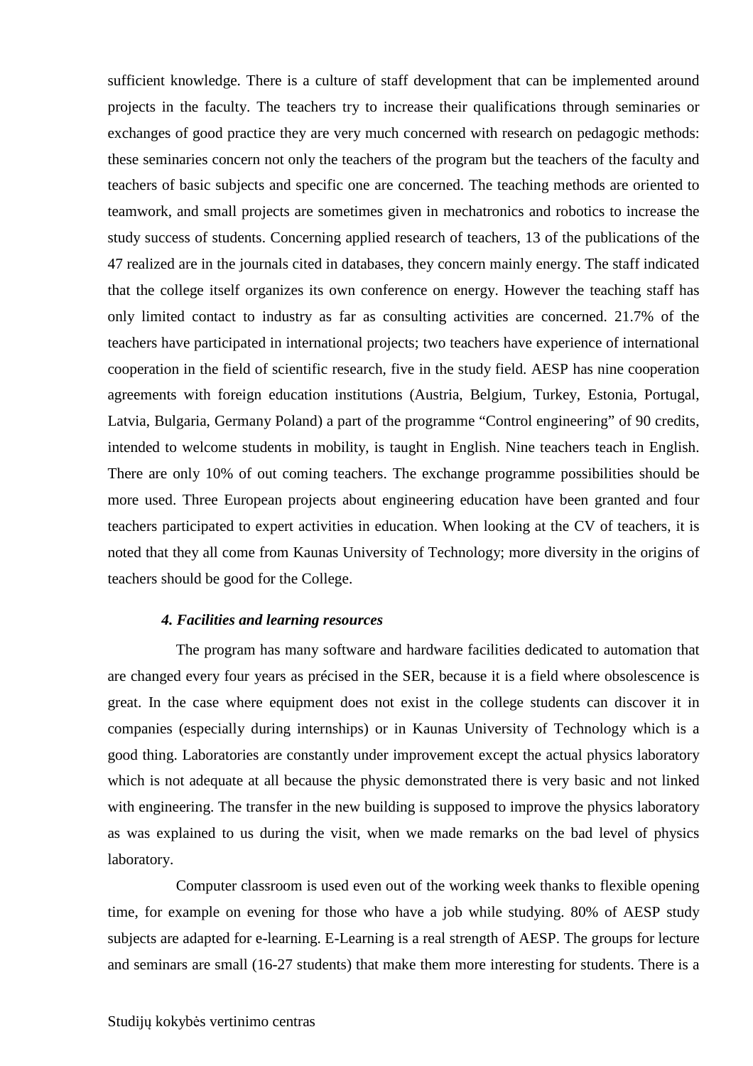sufficient knowledge. There is a culture of staff development that can be implemented around projects in the faculty. The teachers try to increase their qualifications through seminaries or exchanges of good practice they are very much concerned with research on pedagogic methods: these seminaries concern not only the teachers of the program but the teachers of the faculty and teachers of basic subjects and specific one are concerned. The teaching methods are oriented to teamwork, and small projects are sometimes given in mechatronics and robotics to increase the study success of students. Concerning applied research of teachers, 13 of the publications of the 47 realized are in the journals cited in databases, they concern mainly energy. The staff indicated that the college itself organizes its own conference on energy. However the teaching staff has only limited contact to industry as far as consulting activities are concerned. 21.7% of the teachers have participated in international projects; two teachers have experience of international cooperation in the field of scientific research, five in the study field. AESP has nine cooperation agreements with foreign education institutions (Austria, Belgium, Turkey, Estonia, Portugal, Latvia, Bulgaria, Germany Poland) a part of the programme "Control engineering" of 90 credits, intended to welcome students in mobility, is taught in English. Nine teachers teach in English. There are only 10% of out coming teachers. The exchange programme possibilities should be more used. Three European projects about engineering education have been granted and four teachers participated to expert activities in education. When looking at the CV of teachers, it is noted that they all come from Kaunas University of Technology; more diversity in the origins of teachers should be good for the College.

### *4. Facilities and learning resources*

The program has many software and hardware facilities dedicated to automation that are changed every four years as précised in the SER, because it is a field where obsolescence is great. In the case where equipment does not exist in the college students can discover it in companies (especially during internships) or in Kaunas University of Technology which is a good thing. Laboratories are constantly under improvement except the actual physics laboratory which is not adequate at all because the physic demonstrated there is very basic and not linked with engineering. The transfer in the new building is supposed to improve the physics laboratory as was explained to us during the visit, when we made remarks on the bad level of physics laboratory.

Computer classroom is used even out of the working week thanks to flexible opening time, for example on evening for those who have a job while studying. 80% of AESP study subjects are adapted for e-learning. E-Learning is a real strength of AESP. The groups for lecture and seminars are small (16-27 students) that make them more interesting for students. There is a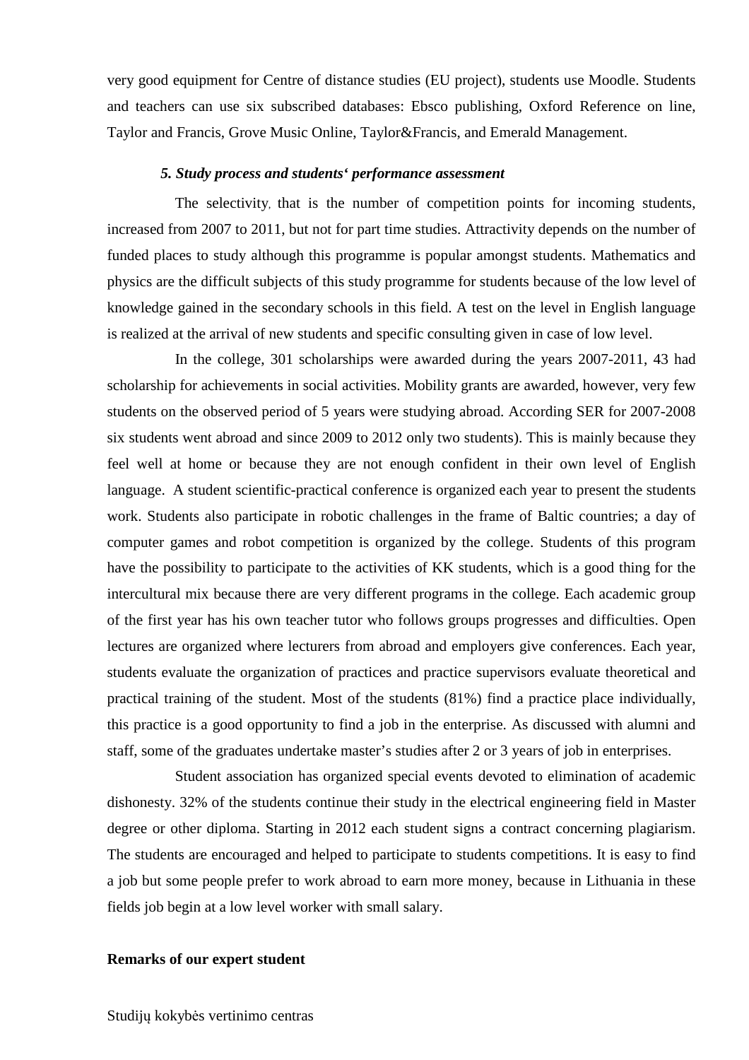very good equipment for Centre of distance studies (EU project), students use Moodle. Students and teachers can use six subscribed databases: Ebsco publishing, Oxford Reference on line, Taylor and Francis, Grove Music Online, Taylor&Francis, and Emerald Management.

### *5. Study process and students‘ performance assessment*

The selectivity, that is the number of competition points for incoming students, increased from 2007 to 2011, but not for part time studies. Attractivity depends on the number of funded places to study although this programme is popular amongst students. Mathematics and physics are the difficult subjects of this study programme for students because of the low level of knowledge gained in the secondary schools in this field. A test on the level in English language is realized at the arrival of new students and specific consulting given in case of low level.

In the college, 301 scholarships were awarded during the years 2007-2011, 43 had scholarship for achievements in social activities. Mobility grants are awarded, however, very few students on the observed period of 5 years were studying abroad. According SER for 2007-2008 six students went abroad and since 2009 to 2012 only two students). This is mainly because they feel well at home or because they are not enough confident in their own level of English language. A student scientific-practical conference is organized each year to present the students work. Students also participate in robotic challenges in the frame of Baltic countries; a day of computer games and robot competition is organized by the college. Students of this program have the possibility to participate to the activities of KK students, which is a good thing for the intercultural mix because there are very different programs in the college. Each academic group of the first year has his own teacher tutor who follows groups progresses and difficulties. Open lectures are organized where lecturers from abroad and employers give conferences. Each year, students evaluate the organization of practices and practice supervisors evaluate theoretical and practical training of the student. Most of the students (81%) find a practice place individually, this practice is a good opportunity to find a job in the enterprise. As discussed with alumni and staff, some of the graduates undertake master's studies after 2 or 3 years of job in enterprises.

Student association has organized special events devoted to elimination of academic dishonesty. 32% of the students continue their study in the electrical engineering field in Master degree or other diploma. Starting in 2012 each student signs a contract concerning plagiarism. The students are encouraged and helped to participate to students competitions. It is easy to find a job but some people prefer to work abroad to earn more money, because in Lithuania in these fields job begin at a low level worker with small salary.

**Remarks of our expert student**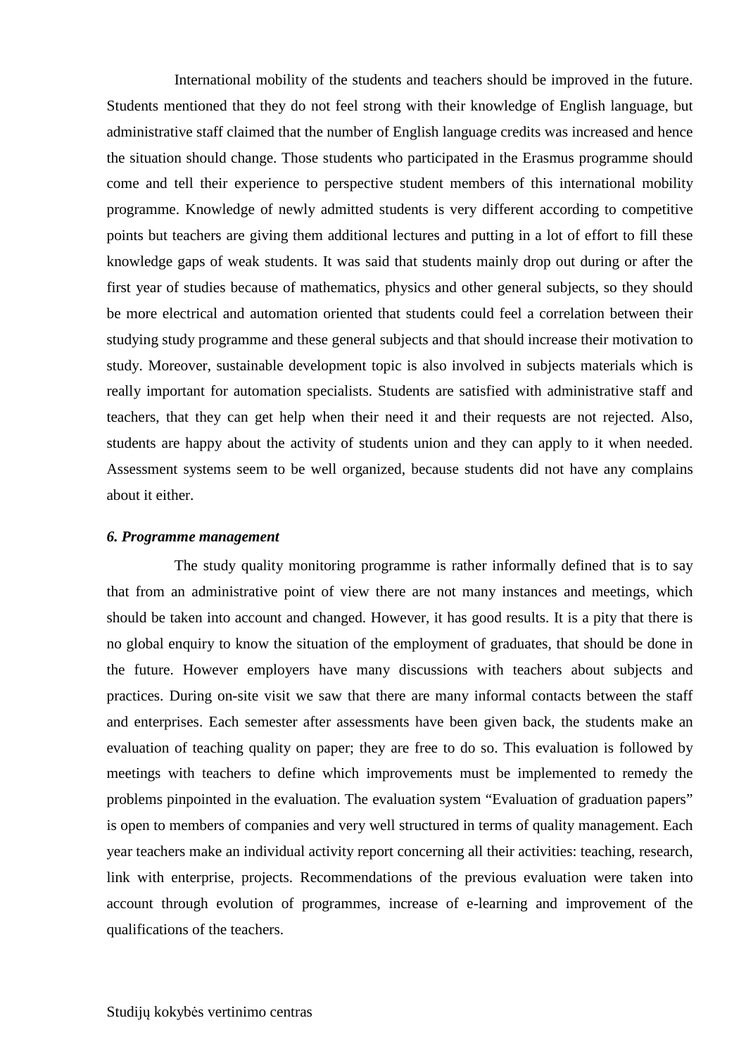International mobility of the students and teachers should be improved in the future. Students mentioned that they do not feel strong with their knowledge of English language, but administrative staff claimed that the number of English language credits was increased and hence the situation should change. Those students who participated in the Erasmus programme should come and tell their experience to perspective student members of this international mobility programme. Knowledge of newly admitted students is very different according to competitive points but teachers are giving them additional lectures and putting in a lot of effort to fill these knowledge gaps of weak students. It was said that students mainly drop out during or after the first year of studies because of mathematics, physics and other general subjects, so they should be more electrical and automation oriented that students could feel a correlation between their studying study programme and these general subjects and that should increase their motivation to study. Moreover, sustainable development topic is also involved in subjects materials which is really important for automation specialists. Students are satisfied with administrative staff and teachers, that they can get help when their need it and their requests are not rejected. Also, students are happy about the activity of students union and they can apply to it when needed. Assessment systems seem to be well organized, because students did not have any complains about it either.

***6. Programme management***

The study quality monitoring programme is rather informally defined that is to say that from an administrative point of view there are not many instances and meetings, which should be taken into account and changed. However, it has good results. It is a pity that there is no global enquiry to know the situation of the employment of graduates, that should be done in the future. However employers have many discussions with teachers about subjects and practices. During on-site visit we saw that there are many informal contacts between the staff and enterprises. Each semester after assessments have been given back, the students make an evaluation of teaching quality on paper; they are free to do so. This evaluation is followed by meetings with teachers to define which improvements must be implemented to remedy the problems pinpointed in the evaluation. The evaluation system "Evaluation of graduation papers" is open to members of companies and very well structured in terms of quality management. Each year teachers make an individual activity report concerning all their activities: teaching, research, link with enterprise, projects. Recommendations of the previous evaluation were taken into account through evolution of programmes, increase of e-learning and improvement of the qualifications of the teachers.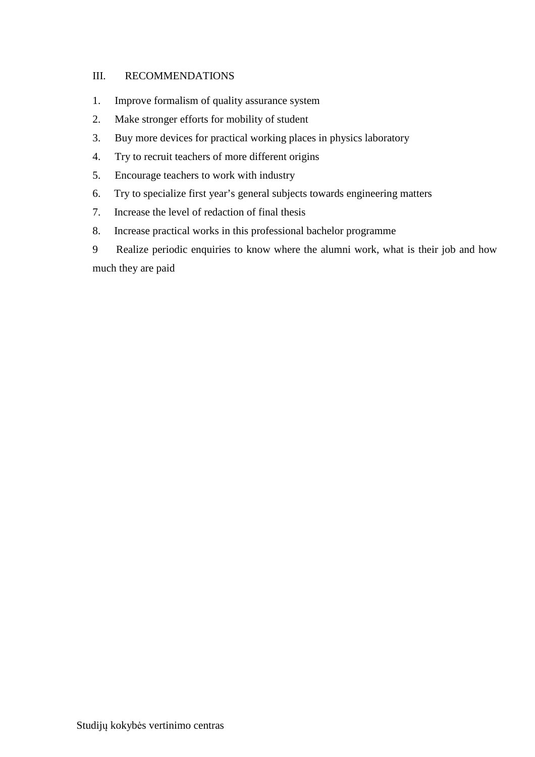## III. RECOMMENDATIONS

1. Improve formalism of quality assurance system
2. Make stronger efforts for mobility of student
3. Buy more devices for practical working places in physics laboratory
4. Try to recruit teachers of more different origins
5. Encourage teachers to work with industry
6. Try to specialize first year's general subjects towards engineering matters
7. Increase the level of redaction of final thesis
8. Increase practical works in this professional bachelor programme
9. Realize periodic enquiries to know where the alumni work, what is their job and how much they are paid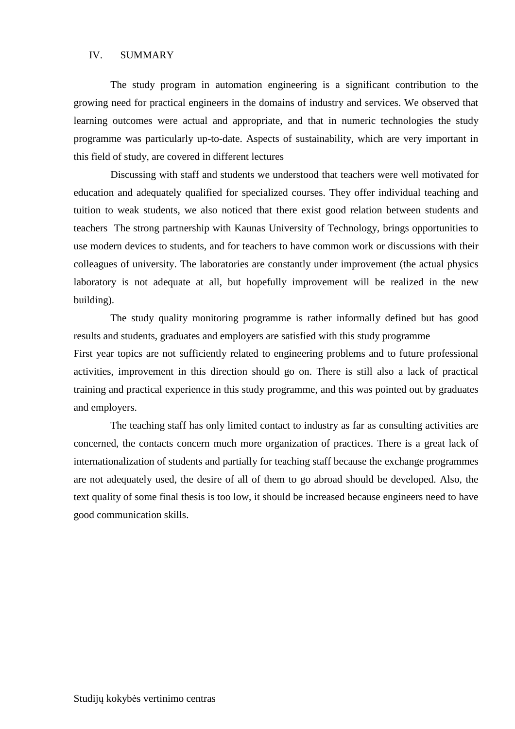## IV. SUMMARY

The study program in automation engineering is a significant contribution to the growing need for practical engineers in the domains of industry and services. We observed that learning outcomes were actual and appropriate, and that in numeric technologies the study programme was particularly up-to-date. Aspects of sustainability, which are very important in this field of study, are covered in different lectures

Discussing with staff and students we understood that teachers were well motivated for education and adequately qualified for specialized courses. They offer individual teaching and tuition to weak students, we also noticed that there exist good relation between students and teachers  The strong partnership with Kaunas University of Technology, brings opportunities to use modern devices to students, and for teachers to have common work or discussions with their colleagues of university. The laboratories are constantly under improvement (the actual physics laboratory is not adequate at all, but hopefully improvement will be realized in the new building).

The study quality monitoring programme is rather informally defined but has good results and students, graduates and employers are satisfied with this study programme

First year topics are not sufficiently related to engineering problems and to future professional activities, improvement in this direction should go on. There is still also a lack of practical training and practical experience in this study programme, and this was pointed out by graduates and employers.

The teaching staff has only limited contact to industry as far as consulting activities are concerned, the contacts concern much more organization of practices. There is a great lack of internationalization of students and partially for teaching staff because the exchange programmes are not adequately used, the desire of all of them to go abroad should be developed. Also, the text quality of some final thesis is too low, it should be increased because engineers need to have good communication skills.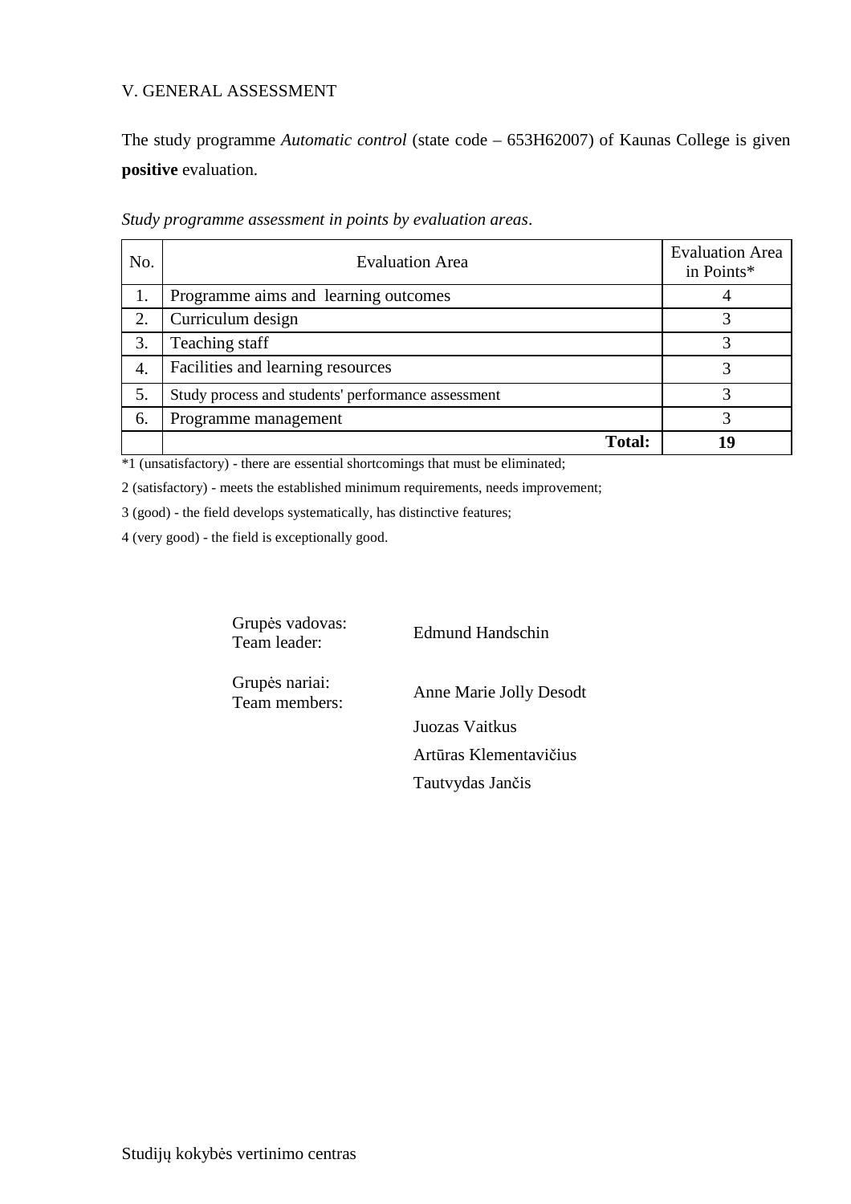## V. GENERAL ASSESSMENT

The study programme *Automatic control* (state code – 653H62007) of Kaunas College is given **positive** evaluation.

*Study programme assessment in points by evaluation areas*.

| No. | Evaluation Area | Evaluation Area in Points* |
|---|---|---|
| 1. | Programme aims and learning outcomes | 4 |
| 2. | Curriculum design | 3 |
| 3. | Teaching staff | 3 |
| 4. | Facilities and learning resources | 3 |
| 5. | Study process and students' performance assessment | 3 |
| 6. | Programme management | 3 |
| | **Total:** | **19** |

*1 (unsatisfactory) - there are essential shortcomings that must be eliminated;

2 (satisfactory) - meets the established minimum requirements, needs improvement;

3 (good) - the field develops systematically, has distinctive features;

4 (very good) - the field is exceptionally good.

| | |
|---|---|
| Grupės vadovas: Team leader: | Edmund Handschin |
| Grupės nariai: Team members: | Anne Marie Jolly Desodt |
| | Juozas Vaitkus |
| | Artūras Klementavičius |
| | Tautvydas Jančis |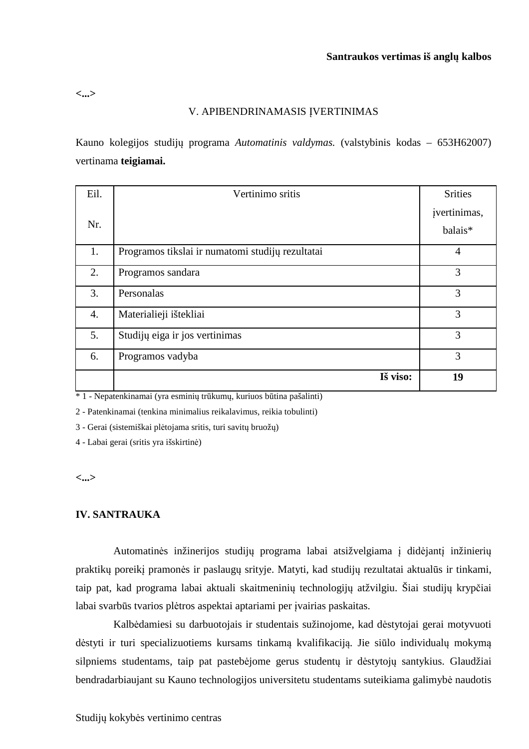**Santraukos vertimas iš anglų kalbos**

**<...>**

V. APIBENDRINAMASIS ĮVERTINIMAS

Kauno kolegijos studijų programa *Automatinis valdymas.* (valstybinis kodas – 653H62007) vertinama **teigiamai.**

| Eil. Nr. | Vertinimo sritis | Srities įvertinimas, balais* |
|---|---|---|
| 1. | Programos tikslai ir numatomi studijų rezultatai | 4 |
| 2. | Programos sandara | 3 |
| 3. | Personalas | 3 |
| 4. | Materialieji ištekliai | 3 |
| 5. | Studijų eiga ir jos vertinimas | 3 |
| 6. | Programos vadyba | 3 |
| | **Iš viso:** | **19** |

* 1 - Nepatenkinamai (yra esminių trūkumų, kuriuos būtina pašalinti)
2 - Patenkinamai (tenkina minimalius reikalavimus, reikia tobulinti)
3 - Gerai (sistemiškai plėtojama sritis, turi savitų bruožų)
4 - Labai gerai (sritis yra išskirtinė)

**<...>**

**IV. SANTRAUKA**

Automatinės inžinerijos studijų programa labai atsižvelgiama į didėjantį inžinierių praktikų poreikį pramonės ir paslaugų srityje. Matyti, kad studijų rezultatai aktualūs ir tinkami, taip pat, kad programa labai aktuali skaitmeninių technologijų atžvilgiu. Šiai studijų krypčiai labai svarbūs tvarios plėtros aspektai aptariami per įvairias paskaitas.

Kalbėdamiesi su darbuotojais ir studentais sužinojome, kad dėstytojai gerai motyvuoti dėstyti ir turi specializuotiems kursams tinkamą kvalifikaciją. Jie siūlo individualų mokymą silpniems studentams, taip pat pastebėjome gerus studentų ir dėstytojų santykius. Glaudžiai bendradarbiaujant su Kauno technologijos universitetu studentams suteikiama galimybė naudotis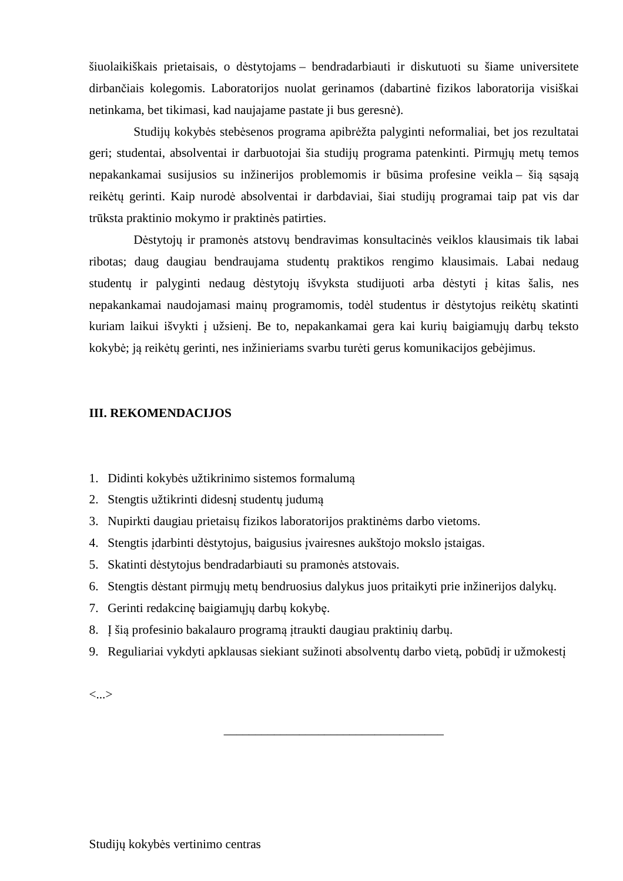šiuolaikiškais prietaisais, o dėstytojams – bendradarbiauti ir diskutuoti su šiame universitete dirbančiais kolegomis. Laboratorijos nuolat gerinamos (dabartinė fizikos laboratorija visiškai netinkama, bet tikimasi, kad naujajame pastate ji bus geresnė).

Studijų kokybės stebėsenos programa apibrėžta palyginti neformaliai, bet jos rezultatai geri; studentai, absolventai ir darbuotojai šia studijų programa patenkinti. Pirmųjų metų temos nepakankamai susijusios su inžinerijos problemomis ir būsima profesine veikla – šią sąsają reikėtų gerinti. Kaip nurodė absolventai ir darbdaviai, šiai studijų programai taip pat vis dar trūksta praktinio mokymo ir praktinės patirties.

Dėstytojų ir pramonės atstovų bendravimas konsultacinės veiklos klausimais tik labai ribotas; daug daugiau bendraujama studentų praktikos rengimo klausimais. Labai nedaug studentų ir palyginti nedaug dėstytojų išvyksta studijuoti arba dėstyti į kitas šalis, nes nepakankamai naudojamasi mainų programomis, todėl studentus ir dėstytojus reikėtų skatinti kuriam laikui išvykti į užsienį. Be to, nepakankamai gera kai kurių baigiamųjų darbų teksto kokybė; ją reikėtų gerinti, nes inžinieriams svarbu turėti gerus komunikacijos gebėjimus.

**III. REKOMENDACIJOS**

1. Didinti kokybės užtikrinimo sistemos formalumą
2. Stengtis užtikrinti didesnį studentų judumą
3. Nupirkti daugiau prietaisų fizikos laboratorijos praktinėms darbo vietoms.
4. Stengtis įdarbinti dėstytojus, baigusius įvairesnes aukštojo mokslo įstaigas.
5. Skatinti dėstytojus bendradarbiauti su pramonės atstovais.
6. Stengtis dėstant pirmųjų metų bendruosius dalykus juos pritaikyti prie inžinerijos dalykų.
7. Gerinti redakcinę baigiamųjų darbų kokybę.
8. Į šią profesinio bakalauro programą įtraukti daugiau praktinių darbų.
9. Reguliariai vykdyti apklausas siekiant sužinoti absolventų darbo vietą, pobūdį ir užmokestį

<...>

___________________________________